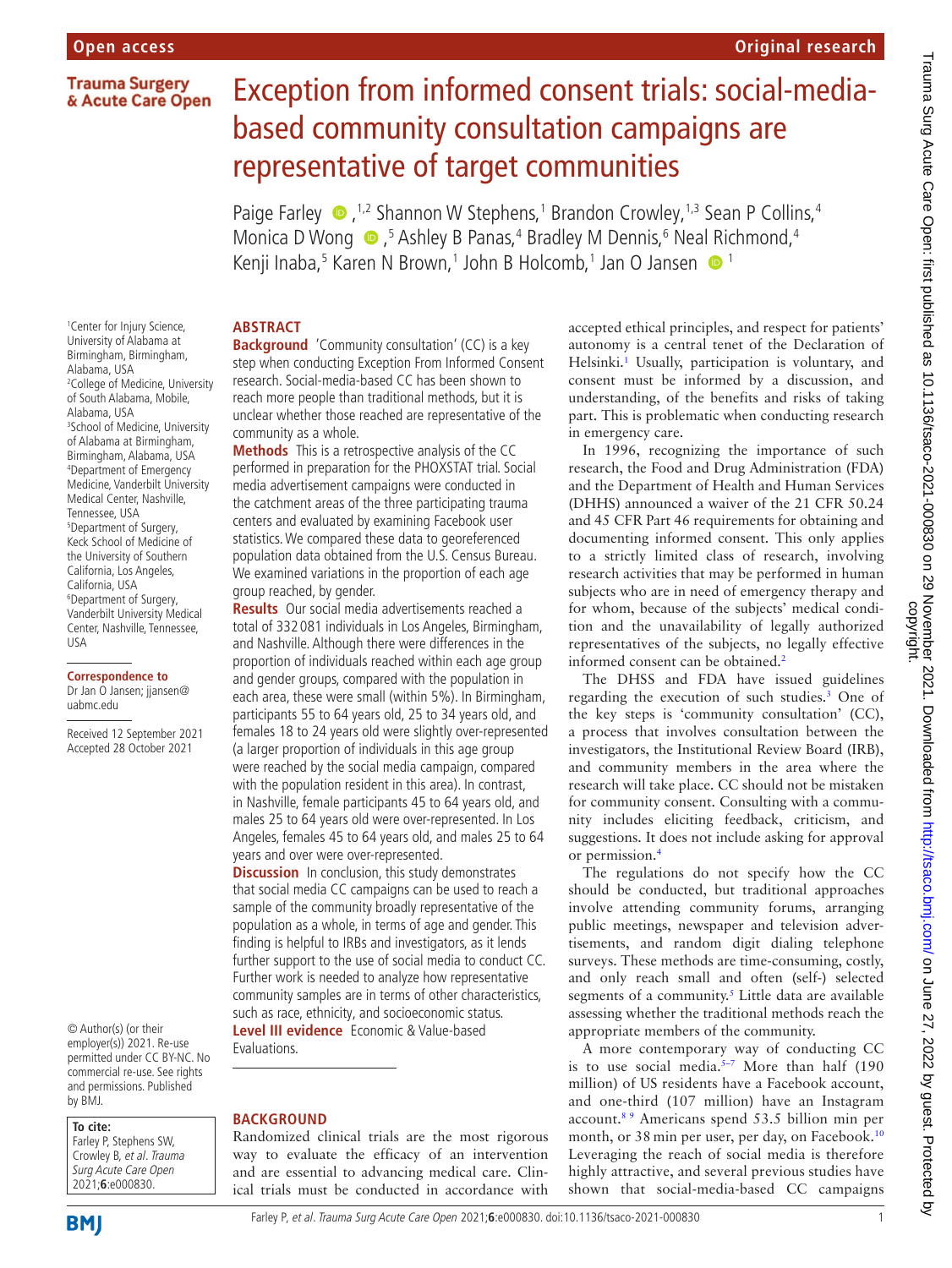Open access | Original research

# Exception from informed consent trials: social-media-based community consultation campaigns are representative of target communities

Paige Farley [1,2], Shannon W Stephens [1], Brandon Crowley [1,3], Sean P Collins [4], Monica D Wong [5], Ashley B Panas [4], Bradley M Dennis [6], Neal Richmond [4], Kenji Inaba [5], Karen N Brown [1], John B Holcomb [1], Jan O Jansen [1]

[1] Center for Injury Science, University of Alabama at Birmingham, Birmingham, Alabama, USA
[2] College of Medicine, University of South Alabama, Mobile, Alabama, USA
[3] School of Medicine, University of Alabama at Birmingham, Birmingham, Alabama, USA
[4] Department of Emergency Medicine, Vanderbilt University Medical Center, Nashville, Tennessee, USA
[5] Department of Surgery, Keck School of Medicine of the University of Southern California, Los Angeles, California, USA
[6] Department of Surgery, Vanderbilt University Medical Center, Nashville, Tennessee, USA

**Correspondence to**
Dr Jan O Jansen; jjansen@uabmc.edu

Received 12 September 2021
Accepted 28 October 2021

© Author(s) (or their employer(s)) 2021. Re-use permitted under CC BY-NC. No commercial re-use. See rights and permissions. Published by BMJ.

**To cite:** Farley P, Stephens SW, Crowley B, *et al*. *Trauma Surg Acute Care Open* 2021;**6**:e000830.

## ABSTRACT

**Background** 'Community consultation' (CC) is a key step when conducting Exception From Informed Consent research. Social-media-based CC has been shown to reach more people than traditional methods, but it is unclear whether those reached are representative of the community as a whole.

**Methods** This is a retrospective analysis of the CC performed in preparation for the PHOXSTAT trial. Social media advertisement campaigns were conducted in the catchment areas of the three participating trauma centers and evaluated by examining Facebook user statistics. We compared these data to georeferenced population data obtained from the U.S. Census Bureau. We examined variations in the proportion of each age group reached, by gender.

**Results** Our social media advertisements reached a total of 332 081 individuals in Los Angeles, Birmingham, and Nashville. Although there were differences in the proportion of individuals reached within each age group and gender groups, compared with the population in each area, these were small (within 5%). In Birmingham, participants 55 to 64 years old, 25 to 34 years old, and females 18 to 24 years old were slightly over-represented (a larger proportion of individuals in this age group were reached by the social media campaign, compared with the population resident in this area). In contrast, in Nashville, female participants 45 to 64 years old, and males 25 to 64 years old were over-represented. In Los Angeles, females 45 to 64 years old, and males 25 to 64 years and over were over-represented.

**Discussion** In conclusion, this study demonstrates that social media CC campaigns can be used to reach a sample of the community broadly representative of the population as a whole, in terms of age and gender. This finding is helpful to IRBs and investigators, as it lends further support to the use of social media to conduct CC. Further work is needed to analyze how representative community samples are in terms of other characteristics, such as race, ethnicity, and socioeconomic status.

**Level III evidence** Economic & Value-based Evaluations.

## BACKGROUND

Randomized clinical trials are the most rigorous way to evaluate the efficacy of an intervention and are essential to advancing medical care. Clinical trials must be conducted in accordance with accepted ethical principles, and respect for patients' autonomy is a central tenet of the Declaration of Helsinki.[1] Usually, participation is voluntary, and consent must be informed by a discussion, and understanding, of the benefits and risks of taking part. This is problematic when conducting research in emergency care.

In 1996, recognizing the importance of such research, the Food and Drug Administration (FDA) and the Department of Health and Human Services (DHHS) announced a waiver of the 21 CFR 50.24 and 45 CFR Part 46 requirements for obtaining and documenting informed consent. This only applies to a strictly limited class of research, involving research activities that may be performed in human subjects who are in need of emergency therapy and for whom, because of the subjects' medical condition and the unavailability of legally authorized representatives of the subjects, no legally effective informed consent can be obtained.[2]

The DHSS and FDA have issued guidelines regarding the execution of such studies.[3] One of the key steps is 'community consultation' (CC), a process that involves consultation between the investigators, the Institutional Review Board (IRB), and community members in the area where the research will take place. CC should not be mistaken for community consent. Consulting with a community includes eliciting feedback, criticism, and suggestions. It does not include asking for approval or permission.[4]

The regulations do not specify how the CC should be conducted, but traditional approaches involve attending community forums, arranging public meetings, newspaper and television advertisements, and random digit dialing telephone surveys. These methods are time-consuming, costly, and only reach small and often (self-) selected segments of a community.[5] Little data are available assessing whether the traditional methods reach the appropriate members of the community.

A more contemporary way of conducting CC is to use social media.[5–7] More than half (190 million) of US residents have a Facebook account, and one-third (107 million) have an Instagram account.[8 9] Americans spend 53.5 billion min per month, or 38 min per user, per day, on Facebook.[10] Leveraging the reach of social media is therefore highly attractive, and several previous studies have shown that social-media-based CC campaigns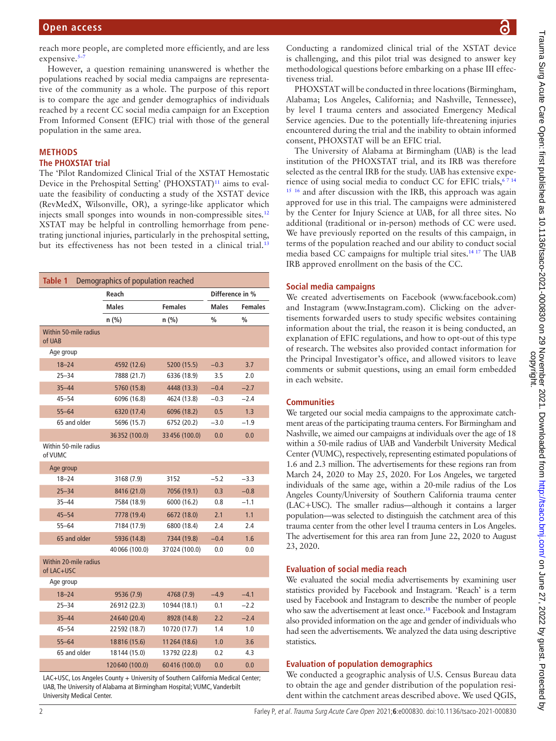reach more people, are completed more efficiently, and are less expensive.[5–7]

However, a question remaining unanswered is whether the populations reached by social media campaigns are representative of the community as a whole. The purpose of this report is to compare the age and gender demographics of individuals reached by a recent CC social media campaign for an Exception From Informed Consent (EFIC) trial with those of the general population in the same area.

## METHODS

### The PHOXSTAT trial

The 'Pilot Randomized Clinical Trial of the XSTAT Hemostatic Device in the Prehospital Setting' (PHOXSTAT)[11] aims to evaluate the feasibility of conducting a study of the XSTAT device (RevMedX, Wilsonville, OR), a syringe-like applicator which injects small sponges into wounds in non-compressible sites.[12] XSTAT may be helpful in controlling hemorrhage from penetrating junctional injuries, particularly in the prehospital setting, but its effectiveness has not been tested in a clinical trial.[13]

Table 1 Demographics of population reached

| | Reach | | Difference in % | |
|---|---|---|---|---|
| | Males | Females | Males | Females |
| | n (%) | n (%) | % | % |
| Within 50-mile radius of UAB | | | | |
| Age group | | | | |
| 18–24 | 4592 (12.6) | 5200 (15.5) | −0.3 | 3.7 |
| 25–34 | 7888 (21.7) | 6336 (18.9) | 3.5 | 2.0 |
| 35–44 | 5760 (15.8) | 4448 (13.3) | −0.4 | −2.7 |
| 45–54 | 6096 (16.8) | 4624 (13.8) | −0.3 | −2.4 |
| 55–64 | 6320 (17.4) | 6096 (18.2) | 0.5 | 1.3 |
| 65 and older | 5696 (15.7) | 6752 (20.2) | −3.0 | −1.9 |
| | 36352 (100.0) | 33456 (100.0) | 0.0 | 0.0 |
| Within 50-mile radius of VUMC | | | | |
| Age group | | | | |
| 18–24 | 3168 (7.9) | 3152 | −5.2 | −3.3 |
| 25–34 | 8416 (21.0) | 7056 (19.1) | 0.3 | −0.8 |
| 35–44 | 7584 (18.9) | 6000 (16.2) | 0.8 | −1.1 |
| 45–54 | 7778 (19.4) | 6672 (18.0) | 2.1 | 1.1 |
| 55–64 | 7184 (17.9) | 6800 (18.4) | 2.4 | 2.4 |
| 65 and older | 5936 (14.8) | 7344 (19.8) | −0.4 | 1.6 |
| | 40066 (100.0) | 37024 (100.0) | 0.0 | 0.0 |
| Within 20-mile radius of LAC+USC | | | | |
| Age group | | | | |
| 18–24 | 9536 (7.9) | 4768 (7.9) | −4.9 | −4.1 |
| 25–34 | 26912 (22.3) | 10944 (18.1) | 0.1 | −2.2 |
| 35–44 | 24640 (20.4) | 8928 (14.8) | 2.2 | −2.4 |
| 45–54 | 22592 (18.7) | 10720 (17.7) | 1.4 | 1.0 |
| 55–64 | 18816 (15.6) | 11264 (18.6) | 1.0 | 3.6 |
| 65 and older | 18144 (15.0) | 13792 (22.8) | 0.2 | 4.3 |
| | 120640 (100.0) | 60416 (100.0) | 0.0 | 0.0 |

LAC+USC, Los Angeles County + University of Southern California Medical Center; UAB, The University of Alabama at Birmingham Hospital; VUMC, Vanderbilt University Medical Center.

Conducting a randomized clinical trial of the XSTAT device is challenging, and this pilot trial was designed to answer key methodological questions before embarking on a phase III effectiveness trial.

PHOXSTAT will be conducted in three locations (Birmingham, Alabama; Los Angeles, California; and Nashville, Tennessee), by level I trauma centers and associated Emergency Medical Service agencies. Due to the potentially life-threatening injuries encountered during the trial and the inability to obtain informed consent, PHOXSTAT will be an EFIC trial.

The University of Alabama at Birmingham (UAB) is the lead institution of the PHOXSTAT trial, and its IRB was therefore selected as the central IRB for the study. UAB has extensive experience of using social media to conduct CC for EFIC trials,[6 7 14 15 16] and after discussion with the IRB, this approach was again approved for use in this trial. The campaigns were administered by the Center for Injury Science at UAB, for all three sites. No additional (traditional or in-person) methods of CC were used. We have previously reported on the results of this campaign, in terms of the population reached and our ability to conduct social media based CC campaigns for multiple trial sites.[14 17] The UAB IRB approved enrollment on the basis of the CC.

### Social media campaigns

We created advertisements on Facebook (www.facebook.com) and Instagram (www.Instagram.com). Clicking on the advertisements forwarded users to study specific websites containing information about the trial, the reason it is being conducted, an explanation of EFIC regulations, and how to opt-out of this type of research. The websites also provided contact information for the Principal Investigator's office, and allowed visitors to leave comments or submit questions, using an email form embedded in each website.

### Communities

We targeted our social media campaigns to the approximate catchment areas of the participating trauma centers. For Birmingham and Nashville, we aimed our campaigns at individuals over the age of 18 within a 50-mile radius of UAB and Vanderbilt University Medical Center (VUMC), respectively, representing estimated populations of 1.6 and 2.3 million. The advertisements for these regions ran from March 24, 2020 to May 25, 2020. For Los Angeles, we targeted individuals of the same age, within a 20-mile radius of the Los Angeles County/University of Southern California trauma center (LAC+USC). The smaller radius—although it contains a larger population—was selected to distinguish the catchment area of this trauma center from the other level I trauma centers in Los Angeles. The advertisement for this area ran from June 22, 2020 to August 23, 2020.

### Evaluation of social media reach

We evaluated the social media advertisements by examining user statistics provided by Facebook and Instagram. 'Reach' is a term used by Facebook and Instagram to describe the number of people who saw the advertisement at least once.[18] Facebook and Instagram also provided information on the age and gender of individuals who had seen the advertisements. We analyzed the data using descriptive statistics.

### Evaluation of population demographics

We conducted a geographic analysis of U.S. Census Bureau data to obtain the age and gender distribution of the population resident within the catchment areas described above. We used QGIS,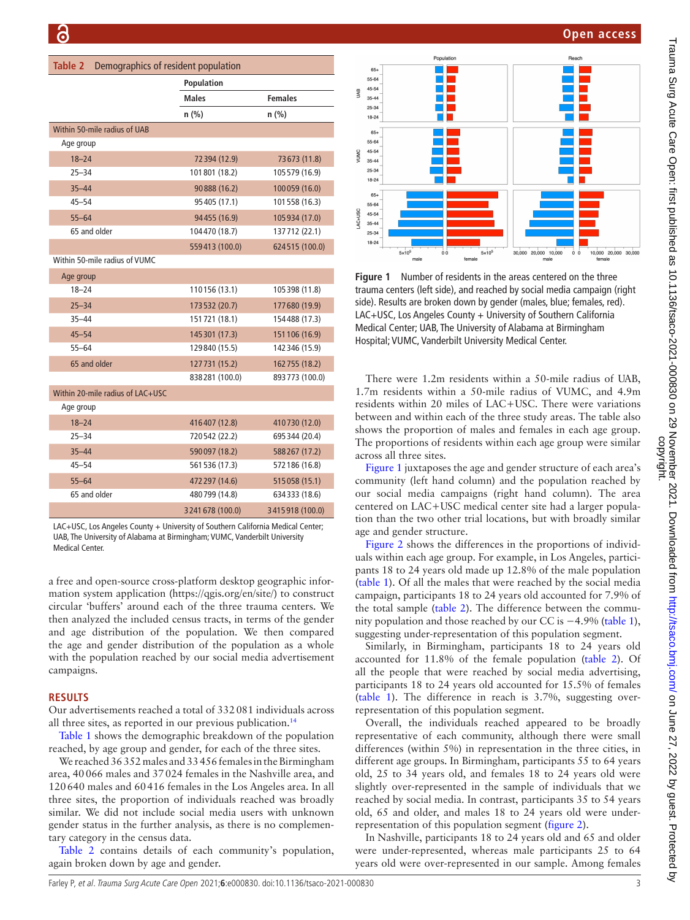**Table 2** Demographics of resident population

| | Population | |
|---|---|---|
| | Males | Females |
| | n (%) | n (%) |
| **Within 50-mile radius of UAB** | | |
| Age group | | |
| 18–24 | 72 394 (12.9) | 73 673 (11.8) |
| 25–34 | 101 801 (18.2) | 105 579 (16.9) |
| 35–44 | 90 888 (16.2) | 100 059 (16.0) |
| 45–54 | 95 405 (17.1) | 101 558 (16.3) |
| 55–64 | 94 455 (16.9) | 105 934 (17.0) |
| 65 and older | 104 470 (18.7) | 137 712 (22.1) |
| | 559 413 (100.0) | 624 515 (100.0) |
| **Within 50-mile radius of VUMC** | | |
| Age group | | |
| 18–24 | 110 156 (13.1) | 105 398 (11.8) |
| 25–34 | 173 532 (20.7) | 177 680 (19.9) |
| 35–44 | 151 721 (18.1) | 154 488 (17.3) |
| 45–54 | 145 301 (17.3) | 151 106 (16.9) |
| 55–64 | 129 840 (15.5) | 142 346 (15.9) |
| 65 and older | 127 731 (15.2) | 162 755 (18.2) |
| | 838 281 (100.0) | 893 773 (100.0) |
| **Within 20-mile radius of LAC+USC** | | |
| Age group | | |
| 18–24 | 416 407 (12.8) | 410 730 (12.0) |
| 25–34 | 720 542 (22.2) | 695 344 (20.4) |
| 35–44 | 590 097 (18.2) | 588 267 (17.2) |
| 45–54 | 561 536 (17.3) | 572 186 (16.8) |
| 55–64 | 472 297 (14.6) | 515 058 (15.1) |
| 65 and older | 480 799 (14.8) | 634 333 (18.6) |
| | 3 241 678 (100.0) | 3 415 918 (100.0) |

LAC+USC, Los Angeles County + University of Southern California Medical Center; UAB, The University of Alabama at Birmingham; VUMC, Vanderbilt University Medical Center.

a free and open-source cross-platform desktop geographic information system application (https://qgis.org/en/site/) to construct circular 'buffers' around each of the three trauma centers. We then analyzed the included census tracts, in terms of the gender and age distribution of the population. We then compared the age and gender distribution of the population as a whole with the population reached by our social media advertisement campaigns.

## RESULTS

Our advertisements reached a total of 332 081 individuals across all three sites, as reported in our previous publication.[14]

Table 1 shows the demographic breakdown of the population reached, by age group and gender, for each of the three sites.

We reached 36 352 males and 33 456 females in the Birmingham area, 40 066 males and 37 024 females in the Nashville area, and 120 640 males and 60 416 females in the Los Angeles area. In all three sites, the proportion of individuals reached was broadly similar. We did not include social media users with unknown gender status in the further analysis, as there is no complementary category in the census data.

Table 2 contains details of each community's population, again broken down by age and gender.

Figure 1 Number of residents in the areas centered on the three trauma centers (left side), and reached by social media campaign (right side). Results are broken down by gender (males, blue; females, red). LAC+USC, Los Angeles County + University of Southern California Medical Center; UAB, The University of Alabama at Birmingham Hospital; VUMC, Vanderbilt University Medical Center.

There were 1.2m residents within a 50-mile radius of UAB, 1.7m residents within a 50-mile radius of VUMC, and 4.9m residents within 20 miles of LAC+USC. There were variations between and within each of the three study areas. The table also shows the proportion of males and females in each age group. The proportions of residents within each age group were similar across all three sites.

Figure 1 juxtaposes the age and gender structure of each area's community (left hand column) and the population reached by our social media campaigns (right hand column). The area centered on LAC+USC medical center site had a larger population than the two other trial locations, but with broadly similar age and gender structure.

Figure 2 shows the differences in the proportions of individuals within each age group. For example, in Los Angeles, participants 18 to 24 years old made up 12.8% of the male population (table 1). Of all the males that were reached by the social media campaign, participants 18 to 24 years old accounted for 7.9% of the total sample (table 2). The difference between the community population and those reached by our CC is −4.9% (table 1), suggesting under-representation of this population segment.

Similarly, in Birmingham, participants 18 to 24 years old accounted for 11.8% of the female population (table 2). Of all the people that were reached by social media advertising, participants 18 to 24 years old accounted for 15.5% of females (table 1). The difference in reach is 3.7%, suggesting over-representation of this population segment.

Overall, the individuals reached appeared to be broadly representative of each community, although there were small differences (within 5%) in representation in the three cities, in different age groups. In Birmingham, participants 55 to 64 years old, 25 to 34 years old, and females 18 to 24 years old were slightly over-represented in the sample of individuals that we reached by social media. In contrast, participants 35 to 54 years old, 65 and older, and males 18 to 24 years old were under-representation of this population segment (figure 2).

In Nashville, participants 18 to 24 years old and 65 and older were under-represented, whereas male participants 25 to 64 years old were over-represented in our sample. Among females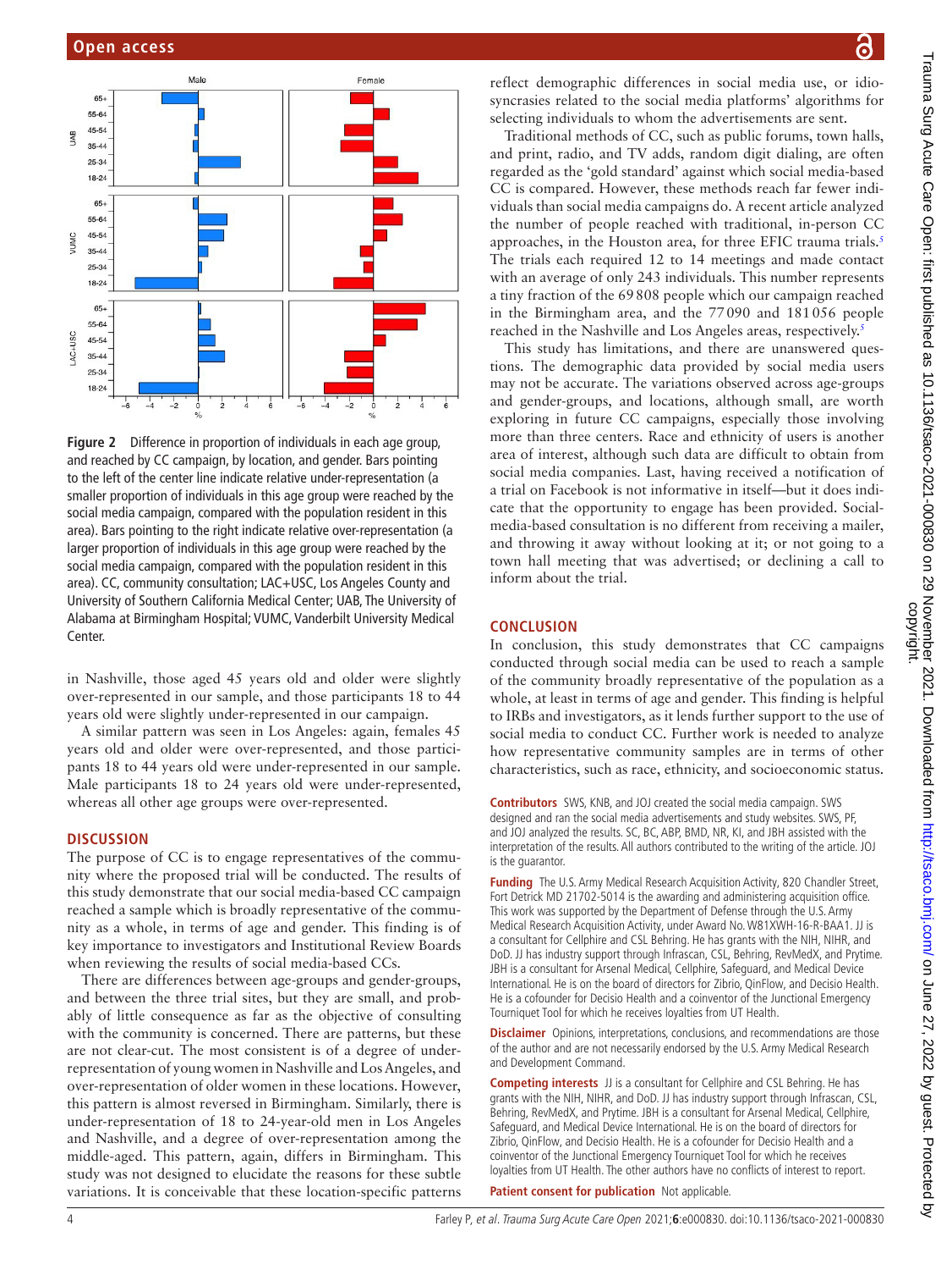**Figure 2** Difference in proportion of individuals in each age group, and reached by CC campaign, by location, and gender. Bars pointing to the left of the center line indicate relative under-representation (a smaller proportion of individuals in this age group were reached by the social media campaign, compared with the population resident in this area). Bars pointing to the right indicate relative over-representation (a larger proportion of individuals in this age group were reached by the social media campaign, compared with the population resident in this area). CC, community consultation; LAC+USC, Los Angeles County and University of Southern California Medical Center; UAB, The University of Alabama at Birmingham Hospital; VUMC, Vanderbilt University Medical Center.

in Nashville, those aged 45 years old and older were slightly over-represented in our sample, and those participants 18 to 44 years old were slightly under-represented in our campaign.

A similar pattern was seen in Los Angeles: again, females 45 years old and older were over-represented, and those participants 18 to 44 years old were under-represented in our sample. Male participants 18 to 24 years old were under-represented, whereas all other age groups were over-represented.

## DISCUSSION

The purpose of CC is to engage representatives of the community where the proposed trial will be conducted. The results of this study demonstrate that our social media-based CC campaign reached a sample which is broadly representative of the community as a whole, in terms of age and gender. This finding is of key importance to investigators and Institutional Review Boards when reviewing the results of social media-based CCs.

There are differences between age-groups and gender-groups, and between the three trial sites, but they are small, and probably of little consequence as far as the objective of consulting with the community is concerned. There are patterns, but these are not clear-cut. The most consistent is of a degree of under-representation of young women in Nashville and Los Angeles, and over-representation of older women in these locations. However, this pattern is almost reversed in Birmingham. Similarly, there is under-representation of 18 to 24-year-old men in Los Angeles and Nashville, and a degree of over-representation among the middle-aged. This pattern, again, differs in Birmingham. This study was not designed to elucidate the reasons for these subtle variations. It is conceivable that these location-specific patterns reflect demographic differences in social media use, or idiosyncrasies related to the social media platforms' algorithms for selecting individuals to whom the advertisements are sent.

Traditional methods of CC, such as public forums, town halls, and print, radio, and TV adds, random digit dialing, are often regarded as the 'gold standard' against which social media-based CC is compared. However, these methods reach far fewer individuals than social media campaigns do. A recent article analyzed the number of people reached with traditional, in-person CC approaches, in the Houston area, for three EFIC trauma trials.[5] The trials each required 12 to 14 meetings and made contact with an average of only 243 individuals. This number represents a tiny fraction of the 69 808 people which our campaign reached in the Birmingham area, and the 77 090 and 181 056 people reached in the Nashville and Los Angeles areas, respectively.[5]

This study has limitations, and there are unanswered questions. The demographic data provided by social media users may not be accurate. The variations observed across age-groups and gender-groups, and locations, although small, are worth exploring in future CC campaigns, especially those involving more than three centers. Race and ethnicity of users is another area of interest, although such data are difficult to obtain from social media companies. Last, having received a notification of a trial on Facebook is not informative in itself—but it does indicate that the opportunity to engage has been provided. Social-media-based consultation is no different from receiving a mailer, and throwing it away without looking at it; or not going to a town hall meeting that was advertised; or declining a call to inform about the trial.

## CONCLUSION

In conclusion, this study demonstrates that CC campaigns conducted through social media can be used to reach a sample of the community broadly representative of the population as a whole, at least in terms of age and gender. This finding is helpful to IRBs and investigators, as it lends further support to the use of social media to conduct CC. Further work is needed to analyze how representative community samples are in terms of other characteristics, such as race, ethnicity, and socioeconomic status.

**Contributors** SWS, KNB, and JOJ created the social media campaign. SWS designed and ran the social media advertisements and study websites. SWS, PF, and JOJ analyzed the results. SC, BC, ABP, BMD, NR, KI, and JBH assisted with the interpretation of the results. All authors contributed to the writing of the article. JOJ is the guarantor.

**Funding** The U.S. Army Medical Research Acquisition Activity, 820 Chandler Street, Fort Detrick MD 21702-5014 is the awarding and administering acquisition office. This work was supported by the Department of Defense through the U.S. Army Medical Research Acquisition Activity, under Award No. W81XWH-16-R-BAA1. JJ is a consultant for Cellphire and CSL Behring. He has grants with the NIH, NIHR, and DoD. JJ has industry support through Infrascan, CSL, Behring, RevMedX, and Prytime. JBH is a consultant for Arsenal Medical, Cellphire, Safeguard, and Medical Device International. He is on the board of directors for Zibrio, QinFlow, and Decisio Health. He is a cofounder for Decisio Health and a coinventor of the Junctional Emergency Tourniquet Tool for which he receives loyalties from UT Health.

**Disclaimer** Opinions, interpretations, conclusions, and recommendations are those of the author and are not necessarily endorsed by the U.S. Army Medical Research and Development Command.

**Competing interests** JJ is a consultant for Cellphire and CSL Behring. He has grants with the NIH, NIHR, and DoD. JJ has industry support through Infrascan, CSL, Behring, RevMedX, and Prytime. JBH is a consultant for Arsenal Medical, Cellphire, Safeguard, and Medical Device International. He is on the board of directors for Zibrio, QinFlow, and Decisio Health. He is a cofounder for Decisio Health and a coinventor of the Junctional Emergency Tourniquet Tool for which he receives loyalties from UT Health. The other authors have no conflicts of interest to report.

**Patient consent for publication** Not applicable.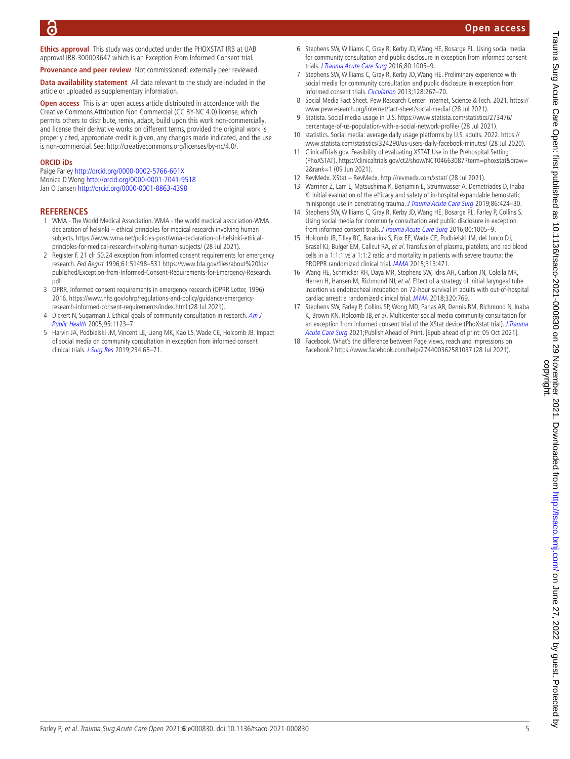**Ethics approval** This study was conducted under the PHOXSTAT IRB at UAB approval IRB-300003647 which is an Exception From Informed Consent trial.

**Provenance and peer review** Not commissioned; externally peer reviewed.

**Data availability statement** All data relevant to the study are included in the article or uploaded as supplementary information.

**Open access** This is an open access article distributed in accordance with the Creative Commons Attribution Non Commercial (CC BY-NC 4.0) license, which permits others to distribute, remix, adapt, build upon this work non-commercially, and license their derivative works on different terms, provided the original work is properly cited, appropriate credit is given, any changes made indicated, and the use is non-commercial. See: http://creativecommons.org/licenses/by-nc/4.0/.

**ORCID iDs**

Paige Farley http://orcid.org/0000-0002-5766-601X
Monica D Wong http://orcid.org/0000-0001-7041-9518
Jan O Jansen http://orcid.org/0000-0001-8863-4398

## REFERENCES

1. WMA - The World Medical Association. WMA - the world medical association-WMA declaration of helsinki – ethical principles for medical research involving human subjects. https://www.wma.net/policies-post/wma-declaration-of-helsinki-ethical-principles-for-medical-research-involving-human-subjects/ (28 Jul 2021).
2. Register F. 21 cfr 50.24 exception from informed consent requirements for emergency research. *Fed Regist* 1996;61:51498–531 https://www.fda.gov/files/about%20fda/published/Exception-from-Informed-Consent-Requirements-for-Emergency-Research.pdf.
3. OPRR. Informed consent requirements in emergency research (OPRR Letter, 1996). 2016. https://www.hhs.gov/ohrp/regulations-and-policy/guidance/emergency-research-informed-consent-requirements/index.html (28 Jul 2021).
4. Dickert N, Sugarman J. Ethical goals of community consultation in research. *Am J Public Health* 2005;95:1123–7.
5. Harvin JA, Podbielski JM, Vincent LE, Liang MK, Kao LS, Wade CE, Holcomb JB. Impact of social media on community consultation in exception from informed consent clinical trials. *J Surg Res* 2019;234:65–71.
6. Stephens SW, Williams C, Gray R, Kerby JD, Wang HE, Bosarge PL. Using social media for community consultation and public disclosure in exception from informed consent trials. *J Trauma Acute Care Surg* 2016;80:1005–9.
7. Stephens SW, Williams C, Gray R, Kerby JD, Wang HE. Preliminary experience with social media for community consultation and public disclosure in exception from informed consent trials. *Circulation* 2013;128:267–70.
8. Social Media Fact Sheet. Pew Research Center: Internet, Science & Tech. 2021. https://www.pewresearch.org/internet/fact-sheet/social-media/ (28 Jul 2021).
9. Statista. Social media usage in U.S. https://www.statista.com/statistics/273476/percentage-of-us-population-with-a-social-network-profile/ (28 Jul 2021).
10. statistics. Social media: average daily usage platforms by U.S. adults. 2022. https://www.statista.com/statistics/324290/us-users-daily-facebook-minutes/ (28 Jul 2020).
11. ClinicalTrials.gov. Feasibility of evaluating XSTAT Use in the Prehospital Setting (PhoXSTAT). https://clinicaltrials.gov/ct2/show/NCT04663087?term=phoxstat&draw=2&rank=1 (09 Jun 2021).
12. RevMedx. XStat – RevMedx. http://revmedx.com/xstat/ (28 Jul 2021).
13. Warriner Z, Lam L, Matsushima K, Benjamin E, Strumwasser A, Demetriades D, Inaba K. Initial evaluation of the efficacy and safety of in-hospital expandable hemostatic minisponge use in penetrating trauma. *J Trauma Acute Care Surg* 2019;86:424–30.
14. Stephens SW, Williams C, Gray R, Kerby JD, Wang HE, Bosarge PL, Farley P, Collins S. Using social media for community consultation and public disclosure in exception from informed consent trials. *J Trauma Acute Care Surg* 2016;80:1005–9.
15. Holcomb JB, Tilley BC, Baraniuk S, Fox EE, Wade CE, Podbielski JM, del Junco DJ, Brasel KJ, Bulger EM, Callcut RA, *et al*. Transfusion of plasma, platelets, and red blood cells in a 1:1:1 vs a 1:1:2 ratio and mortality in patients with severe trauma: the PROPPR randomized clinical trial. *JAMA* 2015;313:471.
16. Wang HE, Schmicker RH, Daya MR, Stephens SW, Idris AH, Carlson JN, Colella MR, Herren H, Hansen M, Richmond NJ, *et al*. Effect of a strategy of initial laryngeal tube insertion vs endotracheal intubation on 72-hour survival in adults with out-of-hospital cardiac arrest: a randomized clinical trial. *JAMA* 2018;320:769.
17. Stephens SW, Farley P, Collins SP, Wong MD, Panas AB, Dennis BM, Richmond N, Inaba K, Brown KN, Holcomb JB, *et al*. Multicenter social media community consultation for an exception from informed consent trial of the XStat device (PhoXstat trial). *J Trauma Acute Care Surg* 2021;Publish Ahead of Print. [Epub ahead of print: 05 Oct 2021].
18. Facebook. What's the difference between Page views, reach and impressions on Facebook? https://www.facebook.com/help/274400362581037 (28 Jul 2021).